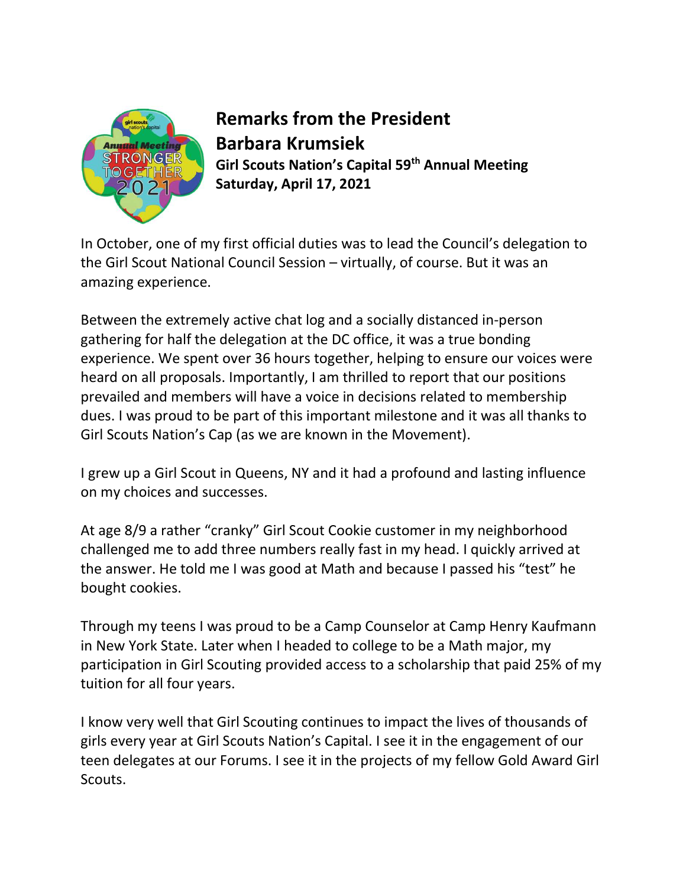# Remarks from the President

## Barbara Krumsiek

**Girl Scouts Nation's Capital 59th Annual Meeting**
**Saturday, April 17, 2021**

In October, one of my first official duties was to lead the Council's delegation to the Girl Scout National Council Session – virtually, of course. But it was an amazing experience.

Between the extremely active chat log and a socially distanced in-person gathering for half the delegation at the DC office, it was a true bonding experience. We spent over 36 hours together, helping to ensure our voices were heard on all proposals. Importantly, I am thrilled to report that our positions prevailed and members will have a voice in decisions related to membership dues. I was proud to be part of this important milestone and it was all thanks to Girl Scouts Nation's Cap (as we are known in the Movement).

I grew up a Girl Scout in Queens, NY and it had a profound and lasting influence on my choices and successes.

At age 8/9 a rather "cranky" Girl Scout Cookie customer in my neighborhood challenged me to add three numbers really fast in my head. I quickly arrived at the answer. He told me I was good at Math and because I passed his "test" he bought cookies.

Through my teens I was proud to be a Camp Counselor at Camp Henry Kaufmann in New York State. Later when I headed to college to be a Math major, my participation in Girl Scouting provided access to a scholarship that paid 25% of my tuition for all four years.

I know very well that Girl Scouting continues to impact the lives of thousands of girls every year at Girl Scouts Nation's Capital. I see it in the engagement of our teen delegates at our Forums. I see it in the projects of my fellow Gold Award Girl Scouts.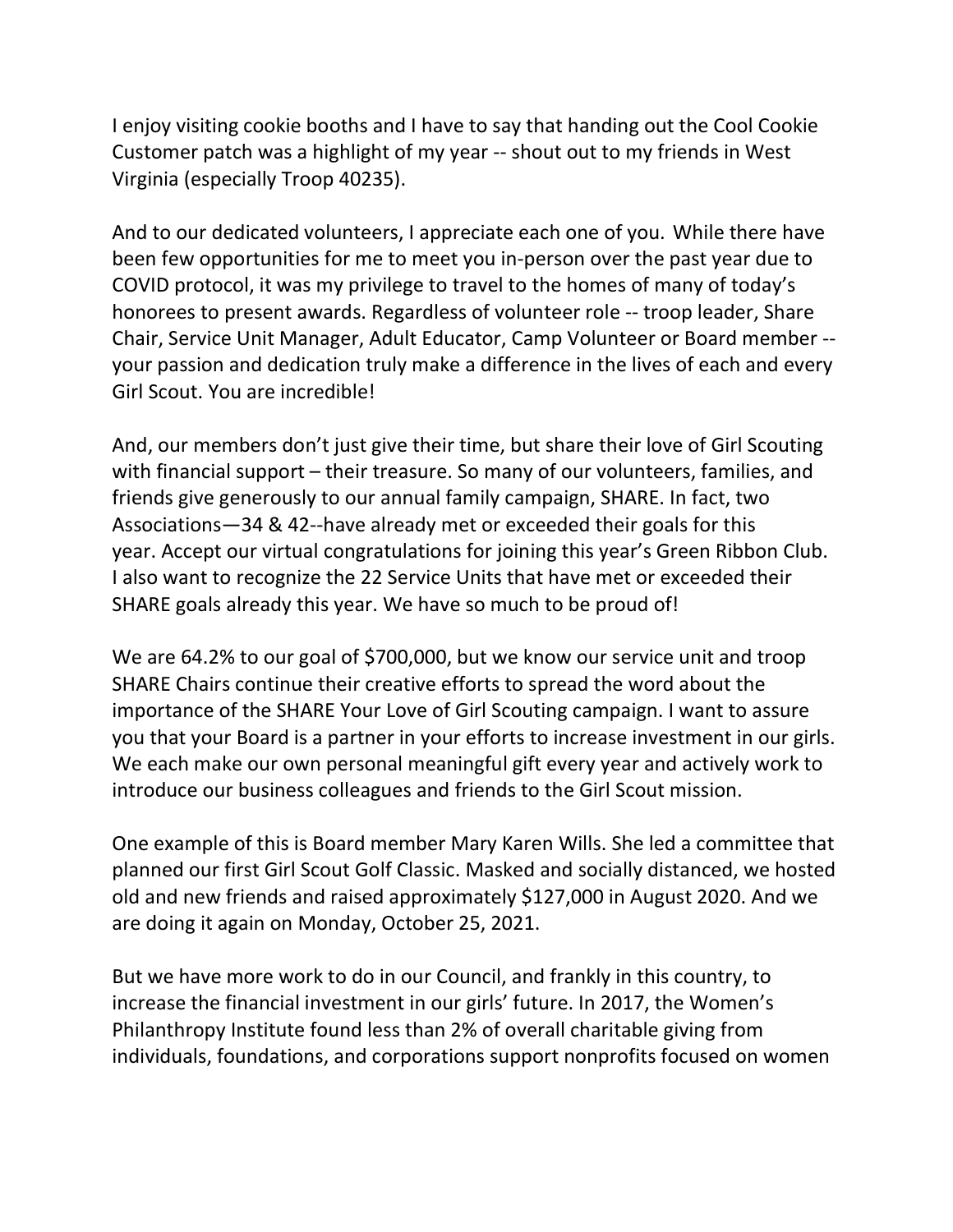I enjoy visiting cookie booths and I have to say that handing out the Cool Cookie Customer patch was a highlight of my year -- shout out to my friends in West Virginia (especially Troop 40235).

And to our dedicated volunteers, I appreciate each one of you. While there have been few opportunities for me to meet you in-person over the past year due to COVID protocol, it was my privilege to travel to the homes of many of today's honorees to present awards. Regardless of volunteer role -- troop leader, Share Chair, Service Unit Manager, Adult Educator, Camp Volunteer or Board member -- your passion and dedication truly make a difference in the lives of each and every Girl Scout. You are incredible!

And, our members don't just give their time, but share their love of Girl Scouting with financial support – their treasure. So many of our volunteers, families, and friends give generously to our annual family campaign, SHARE. In fact, two Associations—34 & 42--have already met or exceeded their goals for this year. Accept our virtual congratulations for joining this year's Green Ribbon Club. I also want to recognize the 22 Service Units that have met or exceeded their SHARE goals already this year. We have so much to be proud of!

We are 64.2% to our goal of $700,000, but we know our service unit and troop SHARE Chairs continue their creative efforts to spread the word about the importance of the SHARE Your Love of Girl Scouting campaign. I want to assure you that your Board is a partner in your efforts to increase investment in our girls. We each make our own personal meaningful gift every year and actively work to introduce our business colleagues and friends to the Girl Scout mission.

One example of this is Board member Mary Karen Wills. She led a committee that planned our first Girl Scout Golf Classic. Masked and socially distanced, we hosted old and new friends and raised approximately $127,000 in August 2020. And we are doing it again on Monday, October 25, 2021.

But we have more work to do in our Council, and frankly in this country, to increase the financial investment in our girls' future. In 2017, the Women's Philanthropy Institute found less than 2% of overall charitable giving from individuals, foundations, and corporations support nonprofits focused on women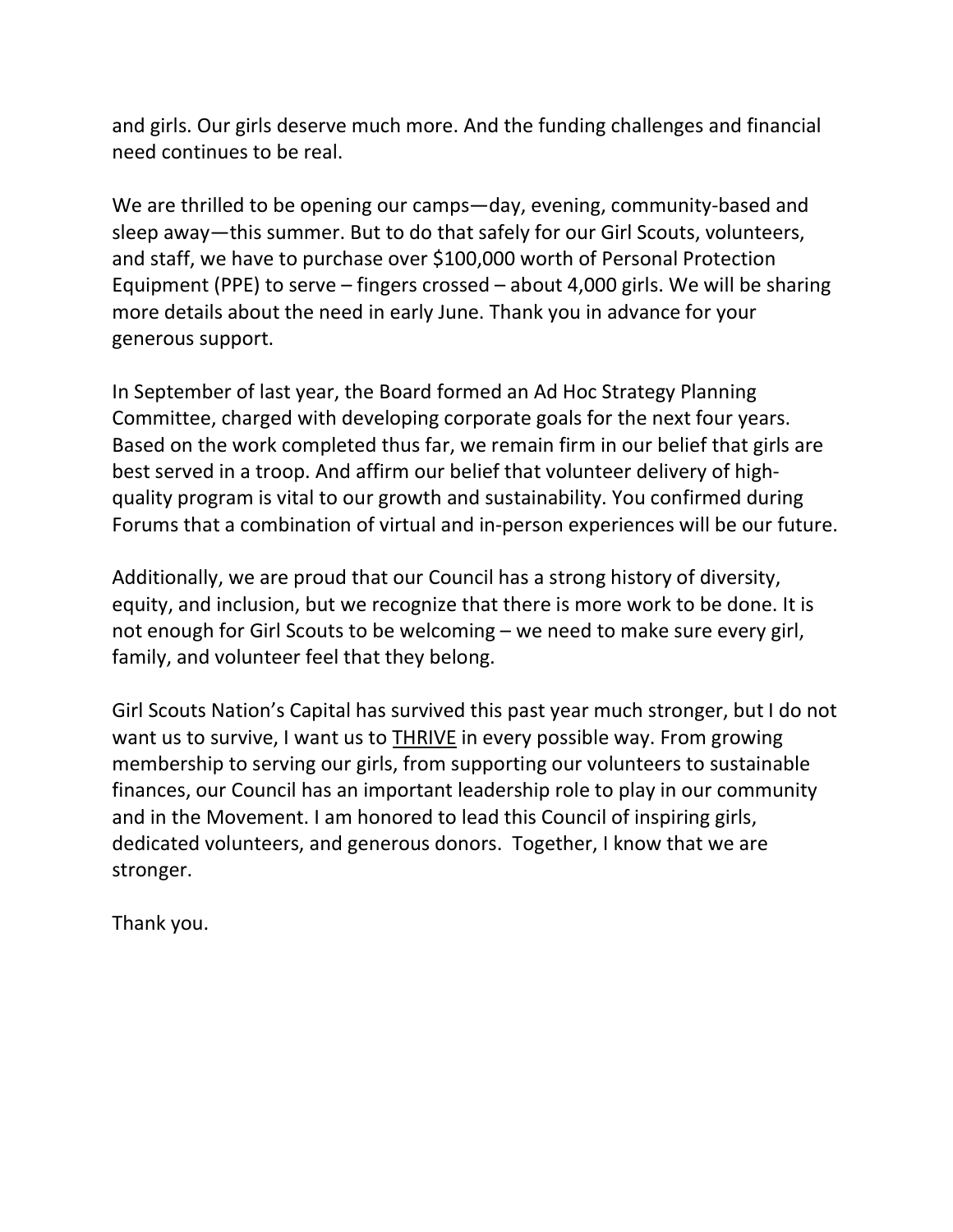and girls. Our girls deserve much more. And the funding challenges and financial need continues to be real.

We are thrilled to be opening our camps—day, evening, community-based and sleep away—this summer. But to do that safely for our Girl Scouts, volunteers, and staff, we have to purchase over $100,000 worth of Personal Protection Equipment (PPE) to serve – fingers crossed – about 4,000 girls. We will be sharing more details about the need in early June. Thank you in advance for your generous support.

In September of last year, the Board formed an Ad Hoc Strategy Planning Committee, charged with developing corporate goals for the next four years. Based on the work completed thus far, we remain firm in our belief that girls are best served in a troop. And affirm our belief that volunteer delivery of high-quality program is vital to our growth and sustainability. You confirmed during Forums that a combination of virtual and in-person experiences will be our future.

Additionally, we are proud that our Council has a strong history of diversity, equity, and inclusion, but we recognize that there is more work to be done. It is not enough for Girl Scouts to be welcoming – we need to make sure every girl, family, and volunteer feel that they belong.

Girl Scouts Nation's Capital has survived this past year much stronger, but I do not want us to survive, I want us to <u>THRIVE</u> in every possible way. From growing membership to serving our girls, from supporting our volunteers to sustainable finances, our Council has an important leadership role to play in our community and in the Movement. I am honored to lead this Council of inspiring girls, dedicated volunteers, and generous donors. Together, I know that we are stronger.

Thank you.